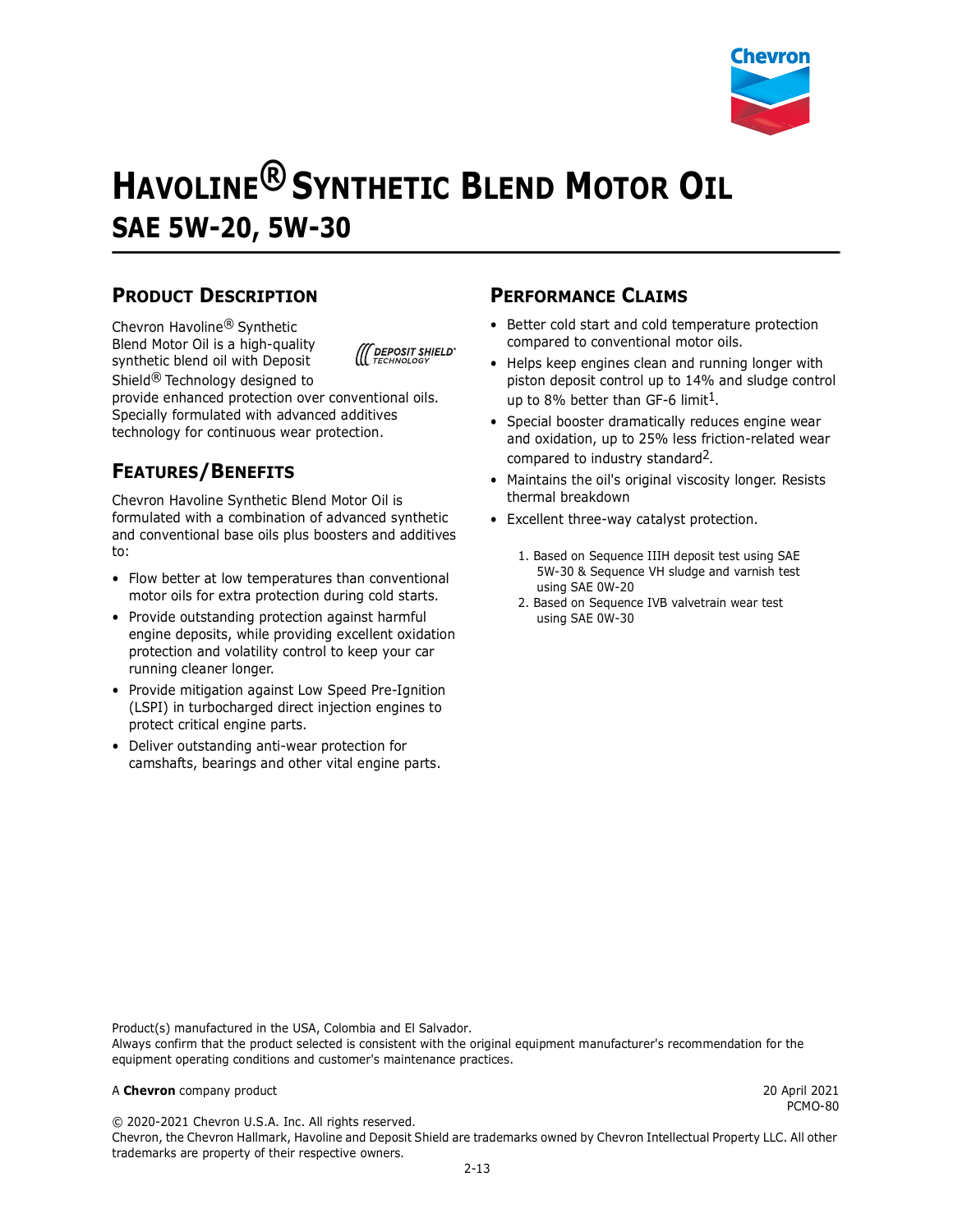# HAVOLINE® SYNTHETIC BLEND MOTOR OIL

## SAE 5W-20, 5W-30

### PRODUCT DESCRIPTION

Chevron Havoline® Synthetic Blend Motor Oil is a high-quality synthetic blend oil with Deposit Shield® Technology designed to provide enhanced protection over conventional oils. Specially formulated with advanced additives technology for continuous wear protection.

### FEATURES/BENEFITS

Chevron Havoline Synthetic Blend Motor Oil is formulated with a combination of advanced synthetic and conventional base oils plus boosters and additives to:

- Flow better at low temperatures than conventional motor oils for extra protection during cold starts.
- Provide outstanding protection against harmful engine deposits, while providing excellent oxidation protection and volatility control to keep your car running cleaner longer.
- Provide mitigation against Low Speed Pre-Ignition (LSPI) in turbocharged direct injection engines to protect critical engine parts.
- Deliver outstanding anti-wear protection for camshafts, bearings and other vital engine parts.

### PERFORMANCE CLAIMS

- Better cold start and cold temperature protection compared to conventional motor oils.
- Helps keep engines clean and running longer with piston deposit control up to 14% and sludge control up to 8% better than GF-6 limit[1].
- Special booster dramatically reduces engine wear and oxidation, up to 25% less friction-related wear compared to industry standard[2].
- Maintains the oil's original viscosity longer. Resists thermal breakdown
- Excellent three-way catalyst protection.

1. Based on Sequence IIIH deposit test using SAE 5W-30 & Sequence VH sludge and varnish test using SAE 0W-20
2. Based on Sequence IVB valvetrain wear test using SAE 0W-30

Product(s) manufactured in the USA, Colombia and El Salvador.
Always confirm that the product selected is consistent with the original equipment manufacturer's recommendation for the equipment operating conditions and customer's maintenance practices.

A **Chevron** company product

20 April 2021
PCMO-80

© 2020-2021 Chevron U.S.A. Inc. All rights reserved.
Chevron, the Chevron Hallmark, Havoline and Deposit Shield are trademarks owned by Chevron Intellectual Property LLC. All other trademarks are property of their respective owners.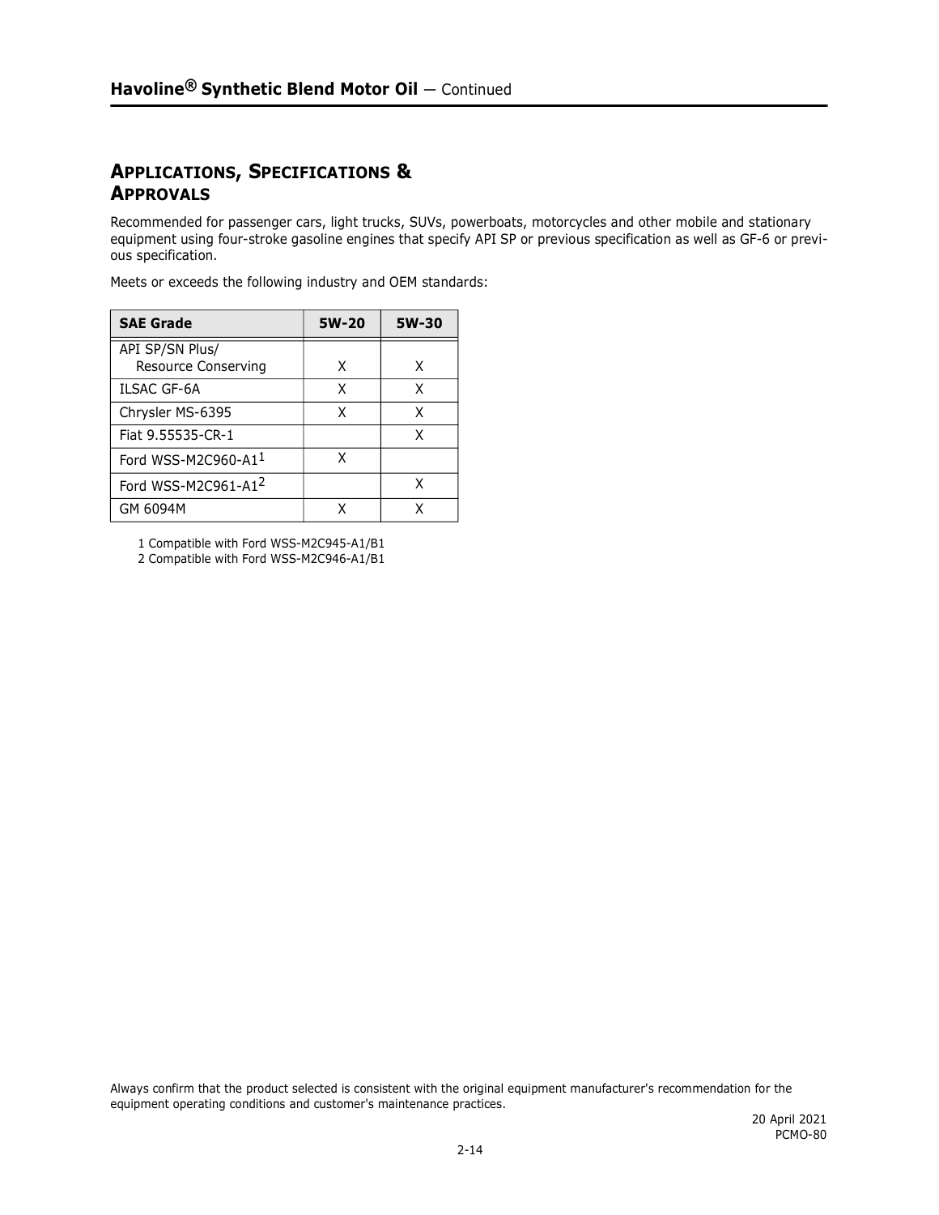## Applications, Specifications & Approvals

Recommended for passenger cars, light trucks, SUVs, powerboats, motorcycles and other mobile and stationary equipment using four-stroke gasoline engines that specify API SP or previous specification as well as GF-6 or previous specification.

Meets or exceeds the following industry and OEM standards:

| SAE Grade | 5W-20 | 5W-30 |
|---|---|---|
| API SP/SN Plus/ Resource Conserving | X | X |
| ILSAC GF-6A | X | X |
| Chrysler MS-6395 | X | X |
| Fiat 9.55535-CR-1 | | X |
| Ford WSS-M2C960-A1[1] | X | |
| Ford WSS-M2C961-A1[2] | | X |
| GM 6094M | X | X |

1 Compatible with Ford WSS-M2C945-A1/B1
2 Compatible with Ford WSS-M2C946-A1/B1

Always confirm that the product selected is consistent with the original equipment manufacturer's recommendation for the equipment operating conditions and customer's maintenance practices.

20 April 2021
PCMO-80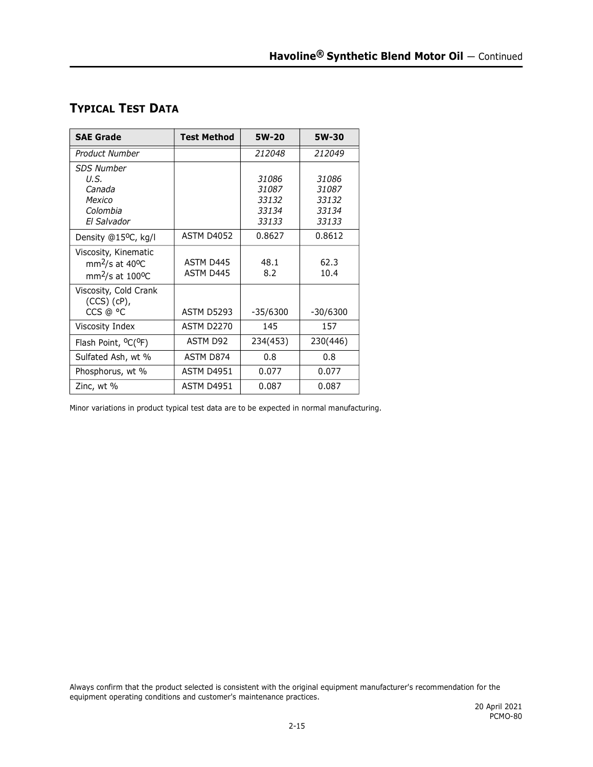## TYPICAL TEST DATA

| SAE Grade | Test Method | 5W-20 | 5W-30 |
|---|---|---|---|
| *Product Number* | | *212048* | *212049* |
| *SDS Number* | | | |
| *U.S.* | | *31086* | *31086* |
| *Canada* | | *31087* | *31087* |
| *Mexico* | | *33132* | *33132* |
| *Colombia* | | *33134* | *33134* |
| *El Salvador* | | *33133* | *33133* |
| Density @15ºC, kg/l | ASTM D4052 | 0.8627 | 0.8612 |
| Viscosity, Kinematic | | | |
| $mm^2/s$ at 40ºC | ASTM D445 | 48.1 | 62.3 |
| $mm^2/s$ at 100ºC | ASTM D445 | 8.2 | 10.4 |
| Viscosity, Cold Crank (CCS) (cP), CCS @ °C | ASTM D5293 | -35/6300 | -30/6300 |
| Viscosity Index | ASTM D2270 | 145 | 157 |
| Flash Point, ºC(ºF) | ASTM D92 | 234(453) | 230(446) |
| Sulfated Ash, wt % | ASTM D874 | 0.8 | 0.8 |
| Phosphorus, wt % | ASTM D4951 | 0.077 | 0.077 |
| Zinc, wt % | ASTM D4951 | 0.087 | 0.087 |

Minor variations in product typical test data are to be expected in normal manufacturing.

Always confirm that the product selected is consistent with the original equipment manufacturer's recommendation for the equipment operating conditions and customer's maintenance practices.

20 April 2021
PCMO-80